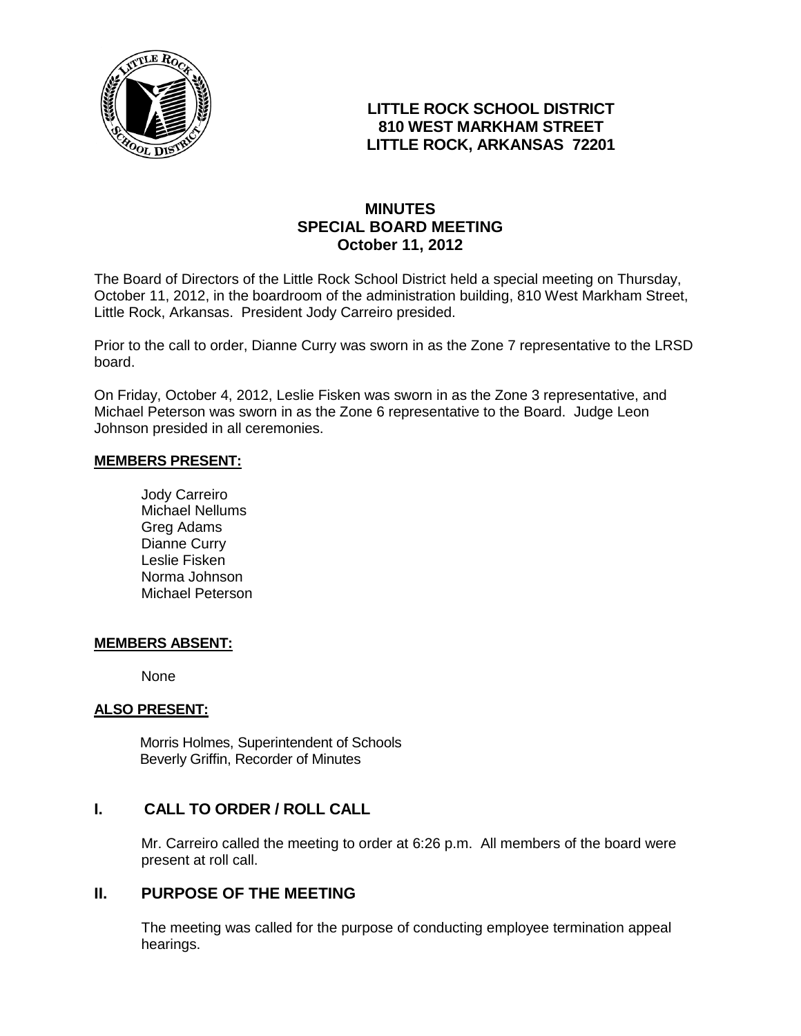**LITTLE ROCK SCHOOL DISTRICT**
**810 WEST MARKHAM STREET**
**LITTLE ROCK, ARKANSAS 72201**

# MINUTES
## SPECIAL BOARD MEETING
### October 11, 2012

The Board of Directors of the Little Rock School District held a special meeting on Thursday, October 11, 2012, in the boardroom of the administration building, 810 West Markham Street, Little Rock, Arkansas. President Jody Carreiro presided.

Prior to the call to order, Dianne Curry was sworn in as the Zone 7 representative to the LRSD board.

On Friday, October 4, 2012, Leslie Fisken was sworn in as the Zone 3 representative, and Michael Peterson was sworn in as the Zone 6 representative to the Board. Judge Leon Johnson presided in all ceremonies.

**MEMBERS PRESENT:**

Jody Carreiro
Michael Nellums
Greg Adams
Dianne Curry
Leslie Fisken
Norma Johnson
Michael Peterson

**MEMBERS ABSENT:**

None

**ALSO PRESENT:**

Morris Holmes, Superintendent of Schools
Beverly Griffin, Recorder of Minutes

## I. CALL TO ORDER / ROLL CALL

Mr. Carreiro called the meeting to order at 6:26 p.m. All members of the board were present at roll call.

## II. PURPOSE OF THE MEETING

The meeting was called for the purpose of conducting employee termination appeal hearings.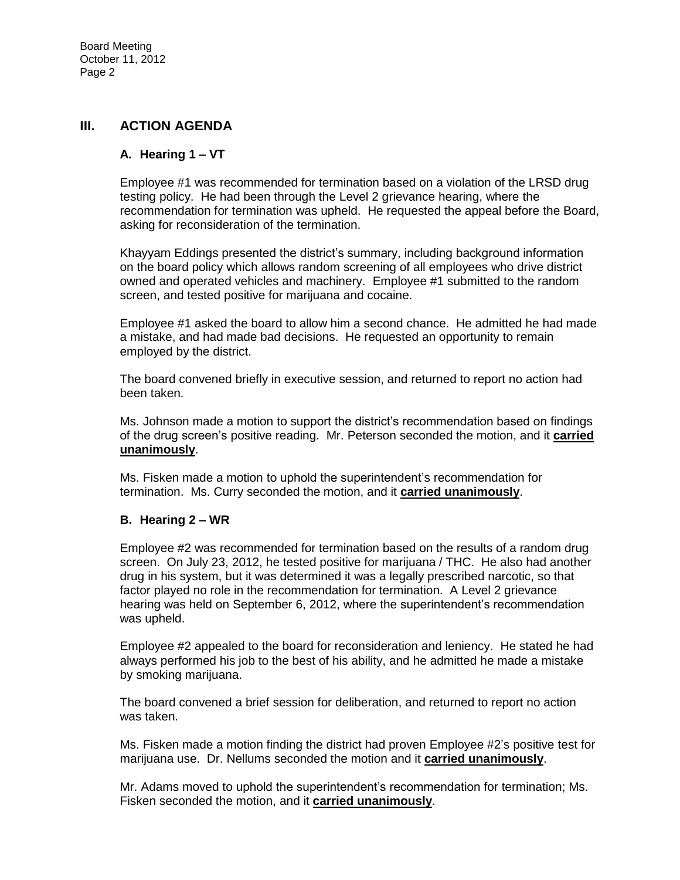## III. ACTION AGENDA

### A. Hearing 1 – VT

Employee #1 was recommended for termination based on a violation of the LRSD drug testing policy. He had been through the Level 2 grievance hearing, where the recommendation for termination was upheld. He requested the appeal before the Board, asking for reconsideration of the termination.

Khayyam Eddings presented the district's summary, including background information on the board policy which allows random screening of all employees who drive district owned and operated vehicles and machinery. Employee #1 submitted to the random screen, and tested positive for marijuana and cocaine.

Employee #1 asked the board to allow him a second chance. He admitted he had made a mistake, and had made bad decisions. He requested an opportunity to remain employed by the district.

The board convened briefly in executive session, and returned to report no action had been taken.

Ms. Johnson made a motion to support the district's recommendation based on findings of the drug screen's positive reading. Mr. Peterson seconded the motion, and it **carried unanimously**.

Ms. Fisken made a motion to uphold the superintendent's recommendation for termination. Ms. Curry seconded the motion, and it **carried unanimously**.

### B. Hearing 2 – WR

Employee #2 was recommended for termination based on the results of a random drug screen. On July 23, 2012, he tested positive for marijuana / THC. He also had another drug in his system, but it was determined it was a legally prescribed narcotic, so that factor played no role in the recommendation for termination. A Level 2 grievance hearing was held on September 6, 2012, where the superintendent's recommendation was upheld.

Employee #2 appealed to the board for reconsideration and leniency. He stated he had always performed his job to the best of his ability, and he admitted he made a mistake by smoking marijuana.

The board convened a brief session for deliberation, and returned to report no action was taken.

Ms. Fisken made a motion finding the district had proven Employee #2's positive test for marijuana use. Dr. Nellums seconded the motion and it **carried unanimously**.

Mr. Adams moved to uphold the superintendent's recommendation for termination; Ms. Fisken seconded the motion, and it **carried unanimously**.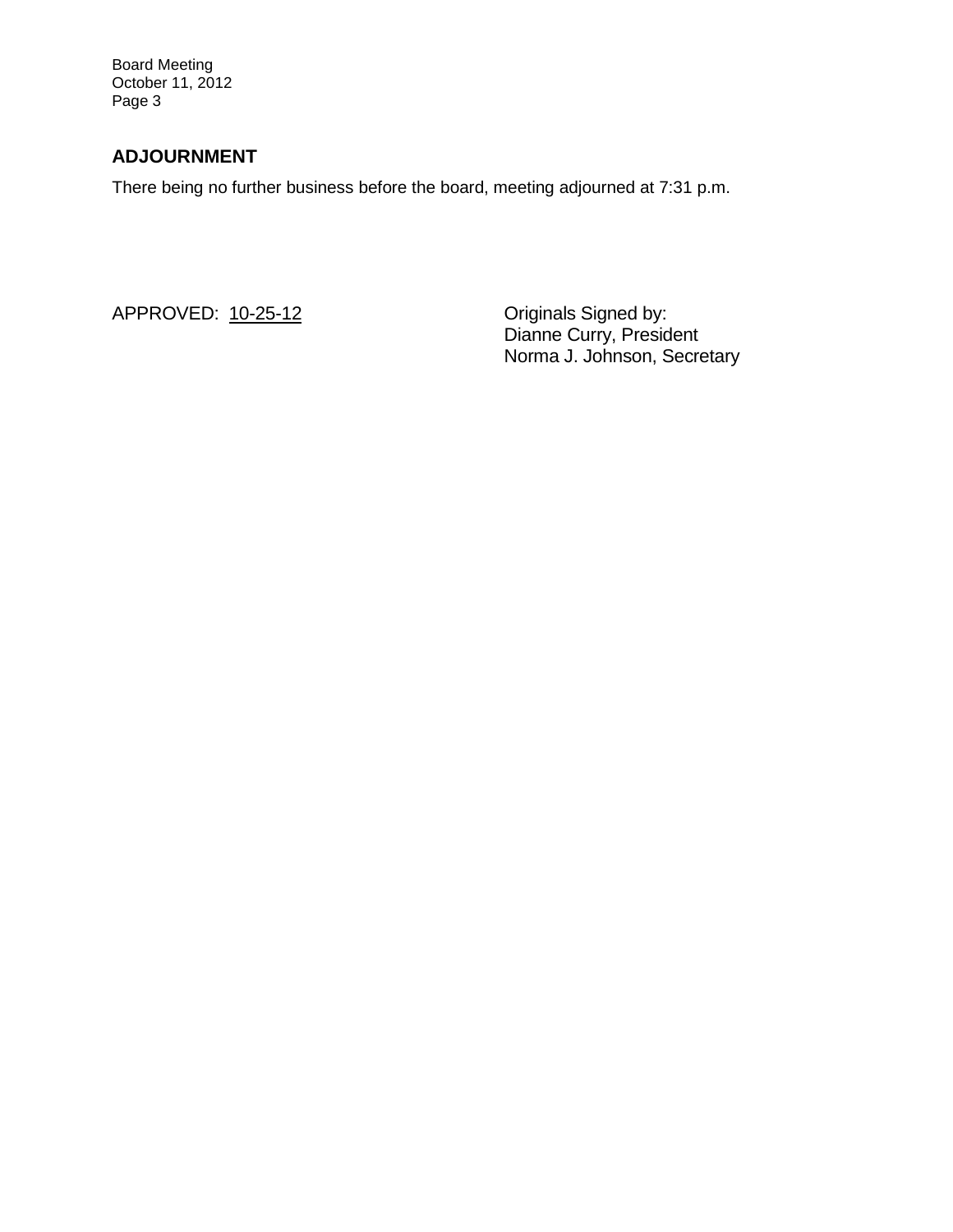## ADJOURNMENT

There being no further business before the board, meeting adjourned at 7:31 p.m.

APPROVED: <u>10-25-12</u>

Originals Signed by:
Dianne Curry, President
Norma J. Johnson, Secretary